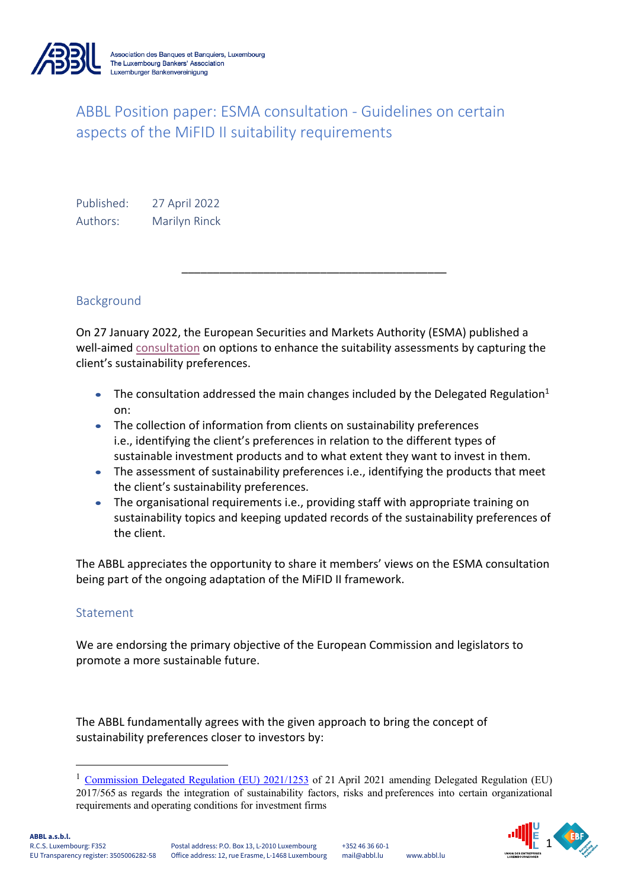Association des Banques et Banquiers, Luxembourg
The Luxembourg Bankers' Association
Luxemburger Bankenvereinigung

# ABBL Position paper: ESMA consultation - Guidelines on certain aspects of the MiFID II suitability requirements

Published: 27 April 2022
Authors: Marilyn Rinck

---

## Background

On 27 January 2022, the European Securities and Markets Authority (ESMA) published a well-aimed consultation on options to enhance the suitability assessments by capturing the client's sustainability preferences.

- The consultation addressed the main changes included by the Delegated Regulation[1] on:
- The collection of information from clients on sustainability preferences i.e., identifying the client's preferences in relation to the different types of sustainable investment products and to what extent they want to invest in them.
- The assessment of sustainability preferences i.e., identifying the products that meet the client's sustainability preferences.
- The organisational requirements i.e., providing staff with appropriate training on sustainability topics and keeping updated records of the sustainability preferences of the client.

The ABBL appreciates the opportunity to share it members' views on the ESMA consultation being part of the ongoing adaptation of the MiFID II framework.

## Statement

We are endorsing the primary objective of the European Commission and legislators to promote a more sustainable future.

The ABBL fundamentally agrees with the given approach to bring the concept of sustainability preferences closer to investors by:

---

[1] Commission Delegated Regulation (EU) 2021/1253 of 21 April 2021 amending Delegated Regulation (EU) 2017/565 as regards the integration of sustainability factors, risks and preferences into certain organizational requirements and operating conditions for investment firms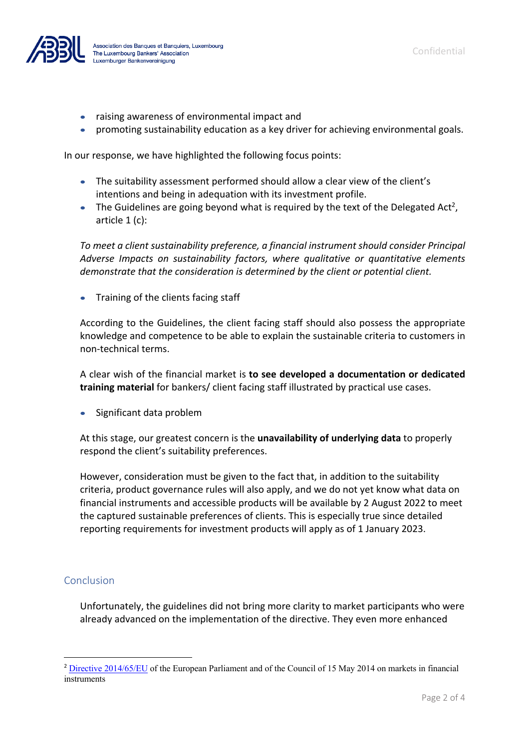- raising awareness of environmental impact and
- promoting sustainability education as a key driver for achieving environmental goals.

In our response, we have highlighted the following focus points:

- The suitability assessment performed should allow a clear view of the client's intentions and being in adequation with its investment profile.
- The Guidelines are going beyond what is required by the text of the Delegated Act[2], article 1 (c):

  *To meet a client sustainability preference, a financial instrument should consider Principal Adverse Impacts on sustainability factors, where qualitative or quantitative elements demonstrate that the consideration is determined by the client or potential client.*

- Training of the clients facing staff

  According to the Guidelines, the client facing staff should also possess the appropriate knowledge and competence to be able to explain the sustainable criteria to customers in non-technical terms.

  A clear wish of the financial market is **to see developed a documentation or dedicated training material** for bankers/ client facing staff illustrated by practical use cases.

- Significant data problem

  At this stage, our greatest concern is the **unavailability of underlying data** to properly respond the client's suitability preferences.

  However, consideration must be given to the fact that, in addition to the suitability criteria, product governance rules will also apply, and we do not yet know what data on financial instruments and accessible products will be available by 2 August 2022 to meet the captured sustainable preferences of clients. This is especially true since detailed reporting requirements for investment products will apply as of 1 January 2023.

## Conclusion

Unfortunately, the guidelines did not bring more clarity to market participants who were already advanced on the implementation of the directive. They even more enhanced

---

[2] Directive 2014/65/EU of the European Parliament and of the Council of 15 May 2014 on markets in financial instruments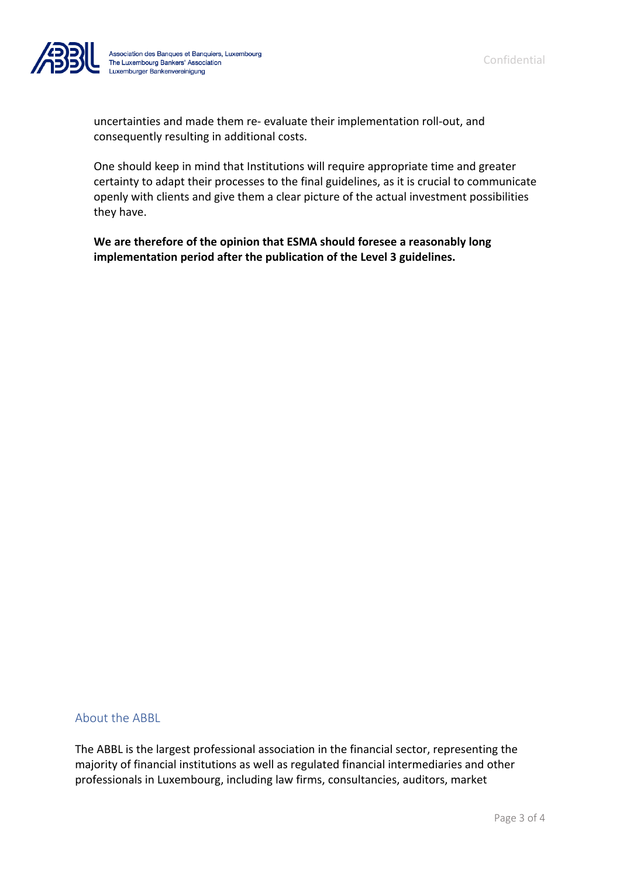uncertainties and made them re- evaluate their implementation roll-out, and consequently resulting in additional costs.

One should keep in mind that Institutions will require appropriate time and greater certainty to adapt their processes to the final guidelines, as it is crucial to communicate openly with clients and give them a clear picture of the actual investment possibilities they have.

**We are therefore of the opinion that ESMA should foresee a reasonably long implementation period after the publication of the Level 3 guidelines.**

## About the ABBL

The ABBL is the largest professional association in the financial sector, representing the majority of financial institutions as well as regulated financial intermediaries and other professionals in Luxembourg, including law firms, consultancies, auditors, market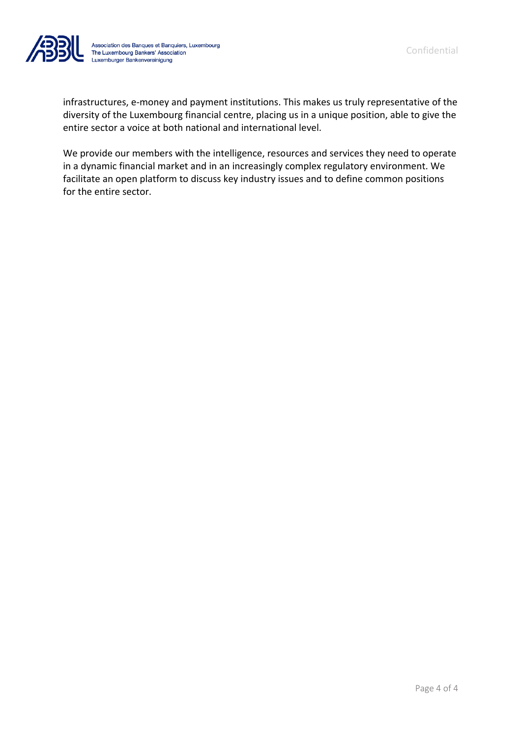infrastructures, e-money and payment institutions. This makes us truly representative of the diversity of the Luxembourg financial centre, placing us in a unique position, able to give the entire sector a voice at both national and international level.

We provide our members with the intelligence, resources and services they need to operate in a dynamic financial market and in an increasingly complex regulatory environment. We facilitate an open platform to discuss key industry issues and to define common positions for the entire sector.